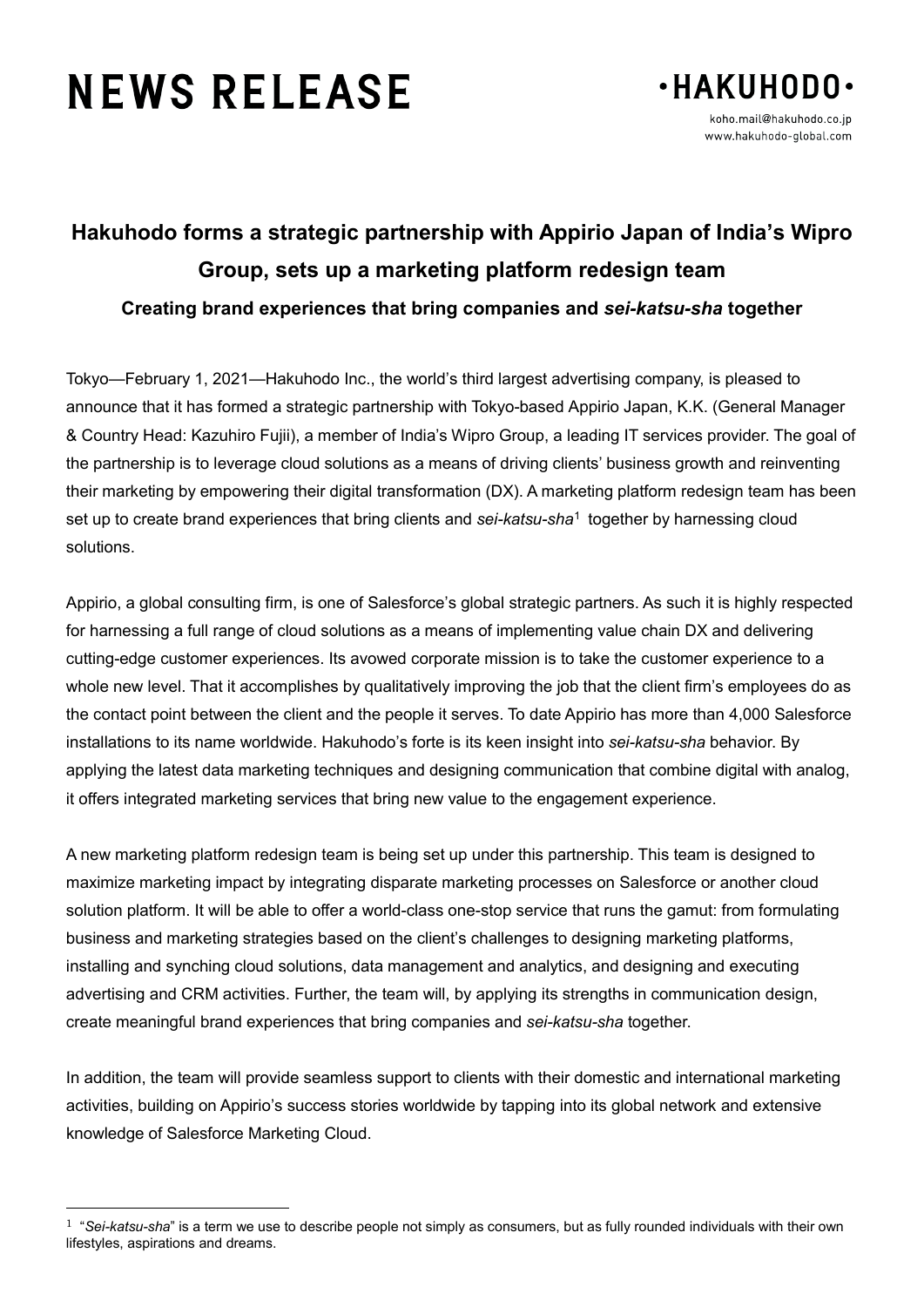# NEWS RELEASE

•HAKUHODO•

koho.mail@hakuhodo.co.jp
www.hakuhodo-global.com

## Hakuhodo forms a strategic partnership with Appirio Japan of India's Wipro Group, sets up a marketing platform redesign team

### Creating brand experiences that bring companies and *sei-katsu-sha* together

Tokyo—February 1, 2021—Hakuhodo Inc., the world's third largest advertising company, is pleased to announce that it has formed a strategic partnership with Tokyo-based Appirio Japan, K.K. (General Manager & Country Head: Kazuhiro Fujii), a member of India's Wipro Group, a leading IT services provider. The goal of the partnership is to leverage cloud solutions as a means of driving clients' business growth and reinventing their marketing by empowering their digital transformation (DX). A marketing platform redesign team has been set up to create brand experiences that bring clients and *sei-katsu-sha*[1] together by harnessing cloud solutions.

Appirio, a global consulting firm, is one of Salesforce's global strategic partners. As such it is highly respected for harnessing a full range of cloud solutions as a means of implementing value chain DX and delivering cutting-edge customer experiences. Its avowed corporate mission is to take the customer experience to a whole new level. That it accomplishes by qualitatively improving the job that the client firm's employees do as the contact point between the client and the people it serves. To date Appirio has more than 4,000 Salesforce installations to its name worldwide. Hakuhodo's forte is its keen insight into *sei-katsu-sha* behavior. By applying the latest data marketing techniques and designing communication that combine digital with analog, it offers integrated marketing services that bring new value to the engagement experience.

A new marketing platform redesign team is being set up under this partnership. This team is designed to maximize marketing impact by integrating disparate marketing processes on Salesforce or another cloud solution platform. It will be able to offer a world-class one-stop service that runs the gamut: from formulating business and marketing strategies based on the client's challenges to designing marketing platforms, installing and synching cloud solutions, data management and analytics, and designing and executing advertising and CRM activities. Further, the team will, by applying its strengths in communication design, create meaningful brand experiences that bring companies and *sei-katsu-sha* together.

In addition, the team will provide seamless support to clients with their domestic and international marketing activities, building on Appirio's success stories worldwide by tapping into its global network and extensive knowledge of Salesforce Marketing Cloud.

---

[1] "*Sei-katsu-sha*" is a term we use to describe people not simply as consumers, but as fully rounded individuals with their own lifestyles, aspirations and dreams.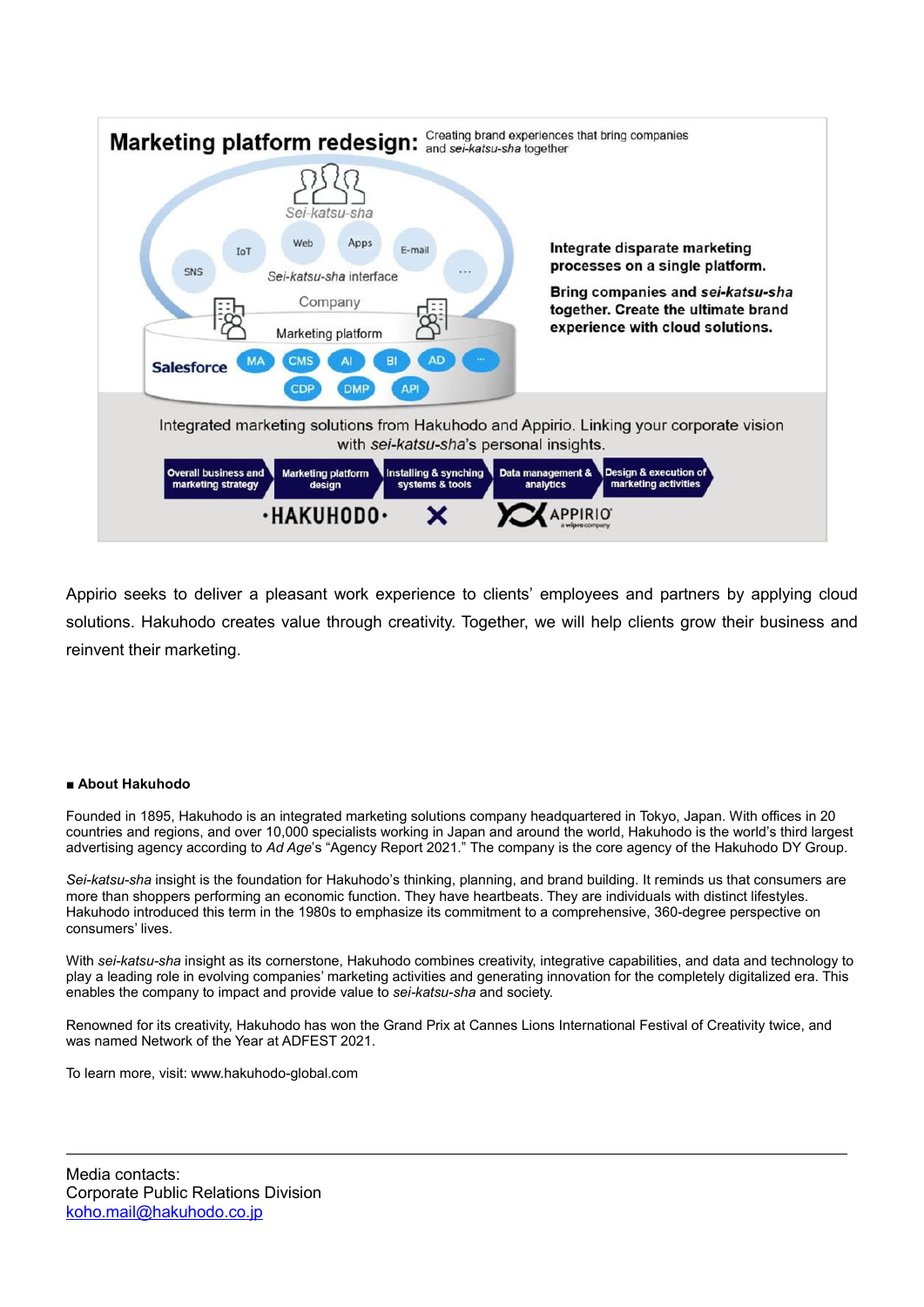**Marketing platform redesign:** Creating brand experiences that bring companies and *sei-katsu-sha* together

*Sei-katsu-sha*

SNS · IoT · Web · Apps · E-mail · …

*Sei-katsu-sha* interface

Company

Marketing platform

Salesforce: MA · CMS · AI · BI · AD · … · CDP · DMP · API

**Integrate disparate marketing processes on a single platform.**

**Bring companies and *sei-katsu-sha* together. Create the ultimate brand experience with cloud solutions.**

Integrated marketing solutions from Hakuhodo and Appirio. Linking your corporate vision with *sei-katsu-sha*'s personal insights.

Overall business and marketing strategy → Marketing platform design → Installing & synching systems & tools → Data management & analytics → Design & execution of marketing activities

·HAKUHODO· × APPIRIO (a wipro company)

Appirio seeks to deliver a pleasant work experience to clients' employees and partners by applying cloud solutions. Hakuhodo creates value through creativity. Together, we will help clients grow their business and reinvent their marketing.

**■ About Hakuhodo**

Founded in 1895, Hakuhodo is an integrated marketing solutions company headquartered in Tokyo, Japan. With offices in 20 countries and regions, and over 10,000 specialists working in Japan and around the world, Hakuhodo is the world's third largest advertising agency according to *Ad Age*'s "Agency Report 2021." The company is the core agency of the Hakuhodo DY Group.

*Sei-katsu-sha* insight is the foundation for Hakuhodo's thinking, planning, and brand building. It reminds us that consumers are more than shoppers performing an economic function. They have heartbeats. They are individuals with distinct lifestyles. Hakuhodo introduced this term in the 1980s to emphasize its commitment to a comprehensive, 360-degree perspective on consumers' lives.

With *sei-katsu-sha* insight as its cornerstone, Hakuhodo combines creativity, integrative capabilities, and data and technology to play a leading role in evolving companies' marketing activities and generating innovation for the completely digitalized era. This enables the company to impact and provide value to *sei-katsu-sha* and society.

Renowned for its creativity, Hakuhodo has won the Grand Prix at Cannes Lions International Festival of Creativity twice, and was named Network of the Year at ADFEST 2021.

To learn more, visit: www.hakuhodo-global.com

---

Media contacts:
Corporate Public Relations Division
koho.mail@hakuhodo.co.jp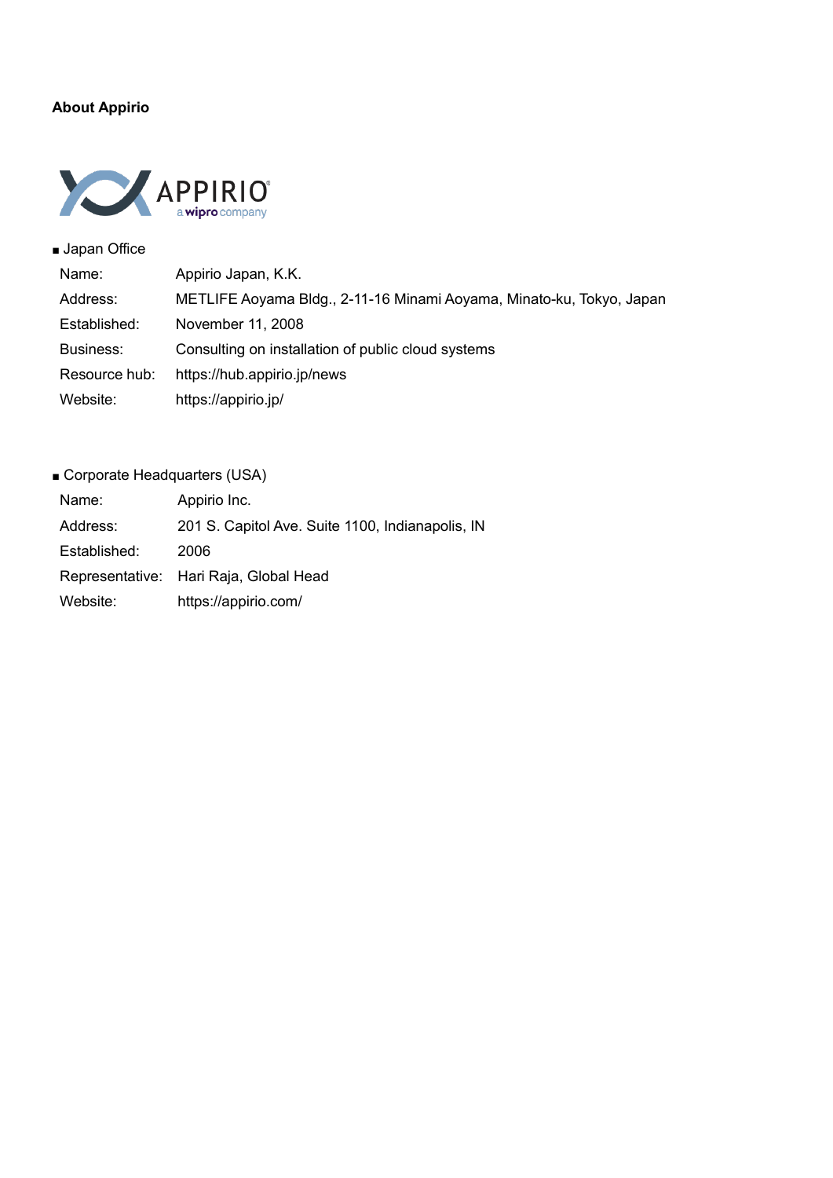**About Appirio**

■ Japan Office

| | |
|---|---|
| Name: | Appirio Japan, K.K. |
| Address: | METLIFE Aoyama Bldg., 2-11-16 Minami Aoyama, Minato-ku, Tokyo, Japan |
| Established: | November 11, 2008 |
| Business: | Consulting on installation of public cloud systems |
| Resource hub: | https://hub.appirio.jp/news |
| Website: | https://appirio.jp/ |

■ Corporate Headquarters (USA)

| | |
|---|---|
| Name: | Appirio Inc. |
| Address: | 201 S. Capitol Ave. Suite 1100, Indianapolis, IN |
| Established: | 2006 |
| Representative: | Hari Raja, Global Head |
| Website: | https://appirio.com/ |